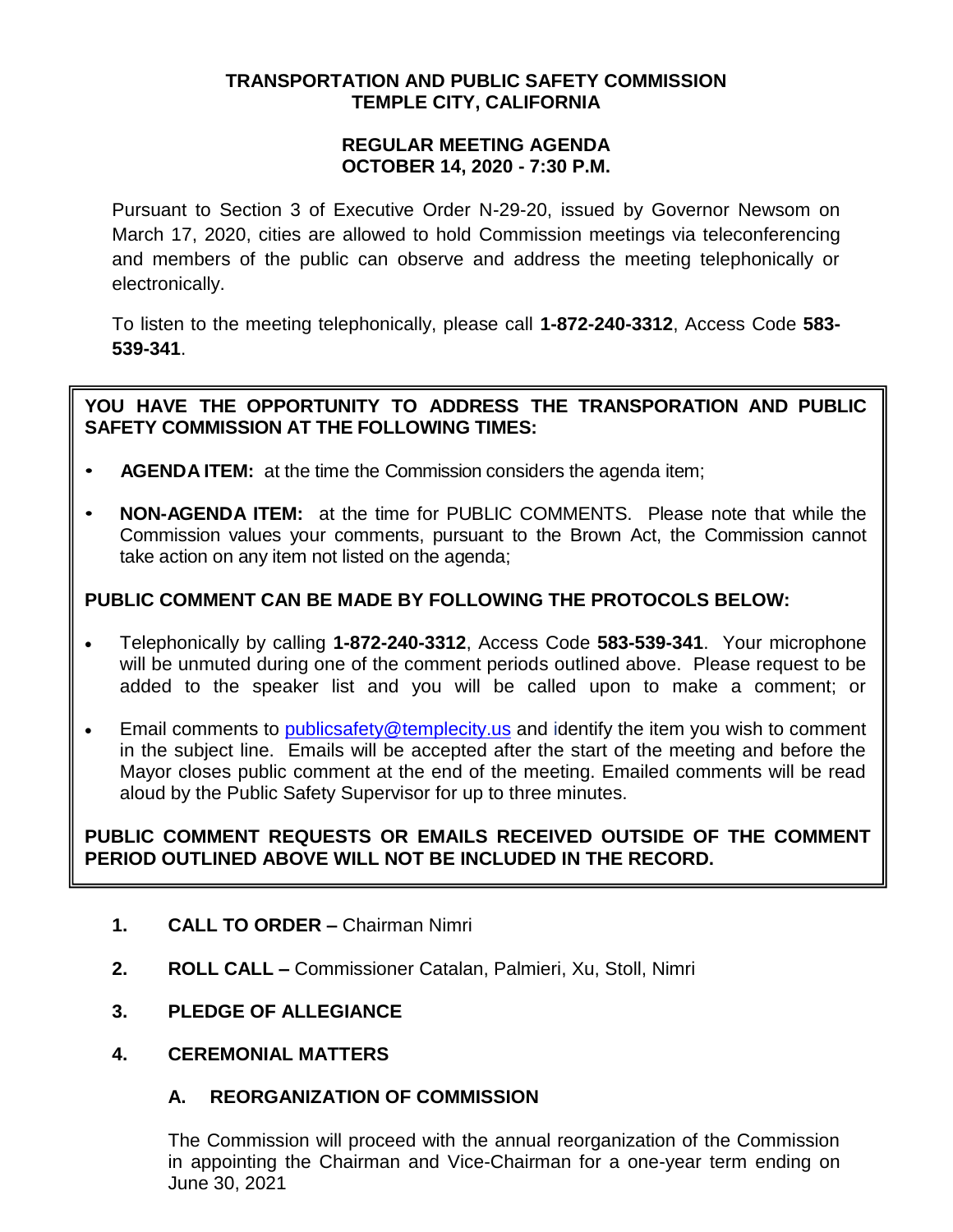# TRANSPORTATION AND PUBLIC SAFETY COMMISSION
# TEMPLE CITY, CALIFORNIA

## REGULAR MEETING AGENDA
## OCTOBER 14, 2020 - 7:30 P.M.

Pursuant to Section 3 of Executive Order N-29-20, issued by Governor Newsom on March 17, 2020, cities are allowed to hold Commission meetings via teleconferencing and members of the public can observe and address the meeting telephonically or electronically.

To listen to the meeting telephonically, please call **1-872-240-3312**, Access Code **583-539-341**.

**YOU HAVE THE OPPORTUNITY TO ADDRESS THE TRANSPORATION AND PUBLIC SAFETY COMMISSION AT THE FOLLOWING TIMES:**

- **AGENDA ITEM:** at the time the Commission considers the agenda item;
- **NON-AGENDA ITEM:** at the time for PUBLIC COMMENTS. Please note that while the Commission values your comments, pursuant to the Brown Act, the Commission cannot take action on any item not listed on the agenda;

**PUBLIC COMMENT CAN BE MADE BY FOLLOWING THE PROTOCOLS BELOW:**

- Telephonically by calling **1-872-240-3312**, Access Code **583-539-341**. Your microphone will be unmuted during one of the comment periods outlined above. Please request to be added to the speaker list and you will be called upon to make a comment; or
- Email comments to publicsafety@templecity.us and identify the item you wish to comment in the subject line. Emails will be accepted after the start of the meeting and before the Mayor closes public comment at the end of the meeting. Emailed comments will be read aloud by the Public Safety Supervisor for up to three minutes.

**PUBLIC COMMENT REQUESTS OR EMAILS RECEIVED OUTSIDE OF THE COMMENT PERIOD OUTLINED ABOVE WILL NOT BE INCLUDED IN THE RECORD.**

1. **CALL TO ORDER –** Chairman Nimri

2. **ROLL CALL –** Commissioner Catalan, Palmieri, Xu, Stoll, Nimri

3. **PLEDGE OF ALLEGIANCE**

4. **CEREMONIAL MATTERS**

   **A. REORGANIZATION OF COMMISSION**

   The Commission will proceed with the annual reorganization of the Commission in appointing the Chairman and Vice-Chairman for a one-year term ending on June 30, 2021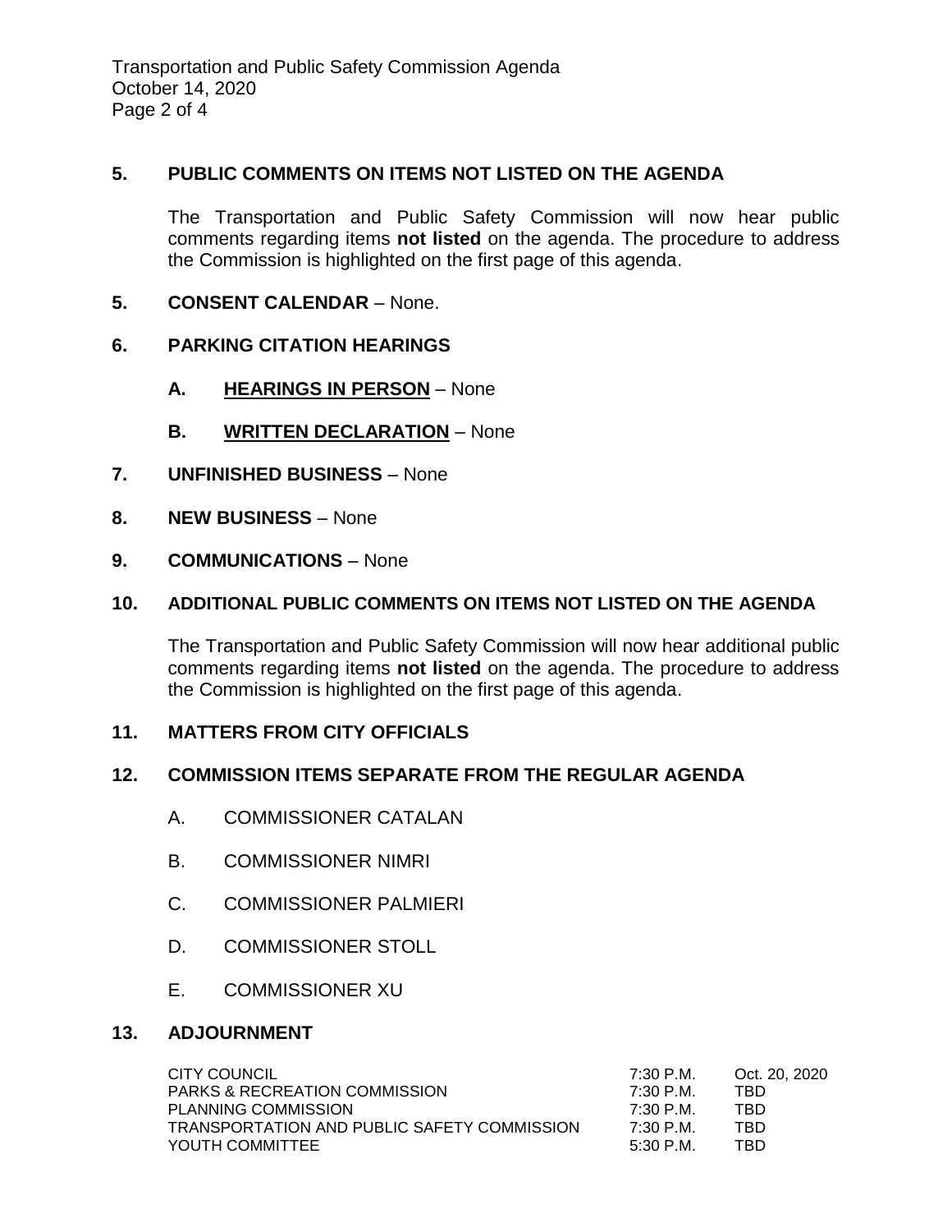## 5. PUBLIC COMMENTS ON ITEMS NOT LISTED ON THE AGENDA

The Transportation and Public Safety Commission will now hear public comments regarding items **not listed** on the agenda. The procedure to address the Commission is highlighted on the first page of this agenda.

## 5. CONSENT CALENDAR – None.

## 6. PARKING CITATION HEARINGS

### A. HEARINGS IN PERSON – None

### B. WRITTEN DECLARATION – None

## 7. UNFINISHED BUSINESS – None

## 8. NEW BUSINESS – None

## 9. COMMUNICATIONS – None

## 10. ADDITIONAL PUBLIC COMMENTS ON ITEMS NOT LISTED ON THE AGENDA

The Transportation and Public Safety Commission will now hear additional public comments regarding items **not listed** on the agenda. The procedure to address the Commission is highlighted on the first page of this agenda.

## 11. MATTERS FROM CITY OFFICIALS

## 12. COMMISSION ITEMS SEPARATE FROM THE REGULAR AGENDA

A. COMMISSIONER CATALAN

B. COMMISSIONER NIMRI

C. COMMISSIONER PALMIERI

D. COMMISSIONER STOLL

E. COMMISSIONER XU

## 13. ADJOURNMENT

| | | |
|---|---|---|
| CITY COUNCIL | 7:30 P.M. | Oct. 20, 2020 |
| PARKS & RECREATION COMMISSION | 7:30 P.M. | TBD |
| PLANNING COMMISSION | 7:30 P.M. | TBD |
| TRANSPORTATION AND PUBLIC SAFETY COMMISSION | 7:30 P.M. | TBD |
| YOUTH COMMITTEE | 5:30 P.M. | TBD |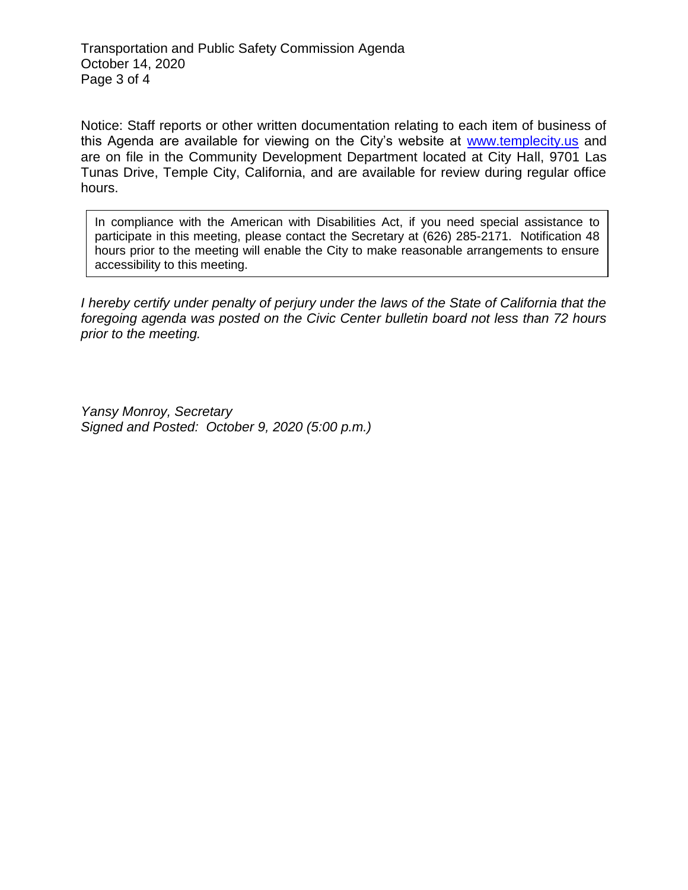Notice: Staff reports or other written documentation relating to each item of business of this Agenda are available for viewing on the City's website at www.templecity.us and are on file in the Community Development Department located at City Hall, 9701 Las Tunas Drive, Temple City, California, and are available for review during regular office hours.

In compliance with the American with Disabilities Act, if you need special assistance to participate in this meeting, please contact the Secretary at (626) 285-2171. Notification 48 hours prior to the meeting will enable the City to make reasonable arrangements to ensure accessibility to this meeting.

*I hereby certify under penalty of perjury under the laws of the State of California that the foregoing agenda was posted on the Civic Center bulletin board not less than 72 hours prior to the meeting.*

*Yansy Monroy, Secretary*
*Signed and Posted: October 9, 2020 (5:00 p.m.)*